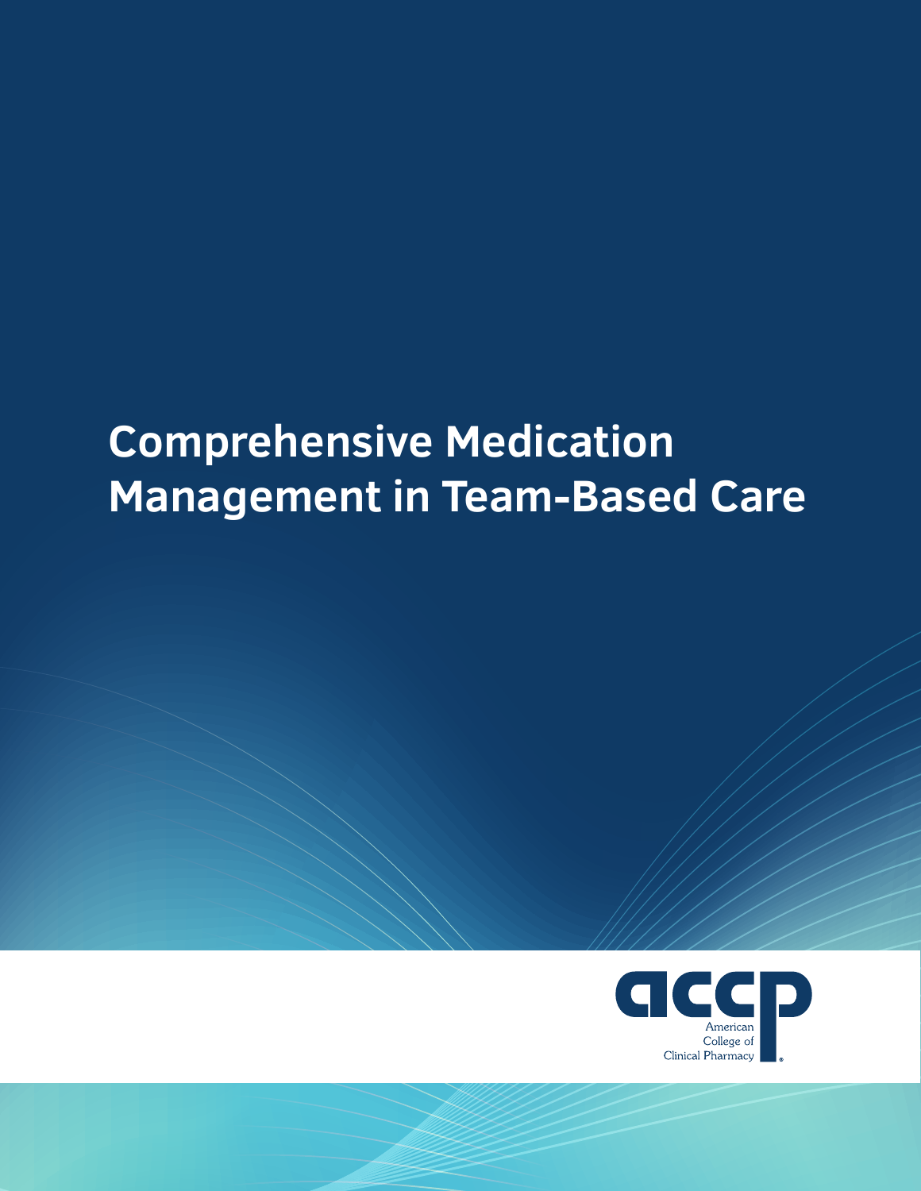# Comprehensive Medication Management in Team-Based Care

accp

American College of Clinical Pharmacy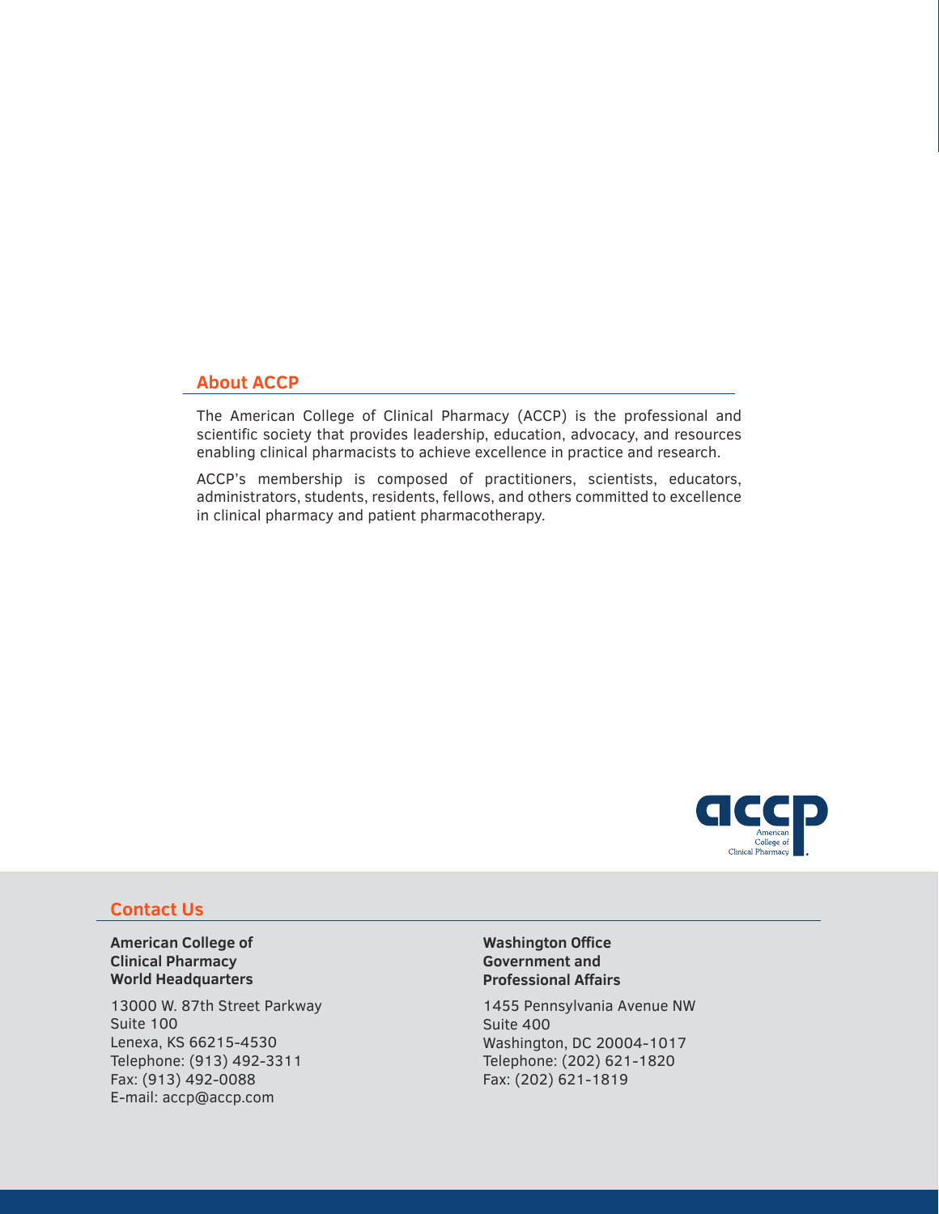## About ACCP

The American College of Clinical Pharmacy (ACCP) is the professional and scientific society that provides leadership, education, advocacy, and resources enabling clinical pharmacists to achieve excellence in practice and research.

ACCP's membership is composed of practitioners, scientists, educators, administrators, students, residents, fellows, and others committed to excellence in clinical pharmacy and patient pharmacotherapy.

accp
American
College of
Clinical Pharmacy

## Contact Us

**American College of Clinical Pharmacy World Headquarters**

13000 W. 87th Street Parkway
Suite 100
Lenexa, KS 66215-4530
Telephone: (913) 492-3311
Fax: (913) 492-0088
E-mail: accp@accp.com

**Washington Office Government and Professional Affairs**

1455 Pennsylvania Avenue NW
Suite 400
Washington, DC 20004-1017
Telephone: (202) 621-1820
Fax: (202) 621-1819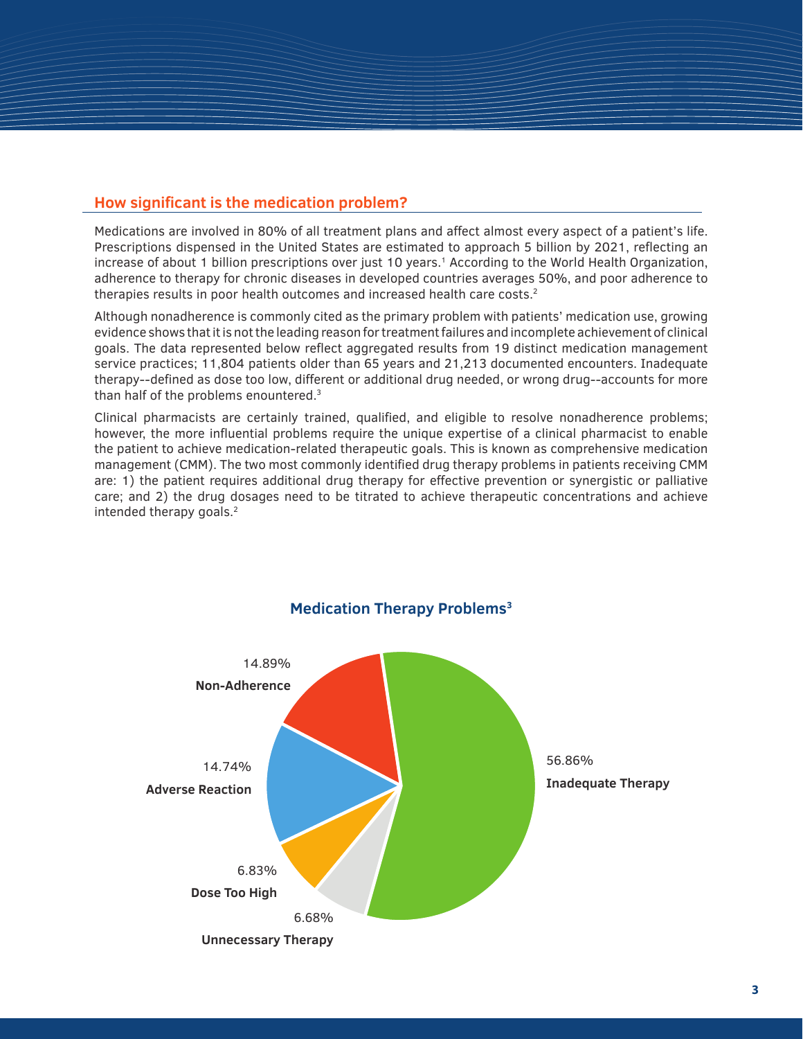## How significant is the medication problem?

Medications are involved in 80% of all treatment plans and affect almost every aspect of a patient's life. Prescriptions dispensed in the United States are estimated to approach 5 billion by 2021, reflecting an increase of about 1 billion prescriptions over just 10 years.[1] According to the World Health Organization, adherence to therapy for chronic diseases in developed countries averages 50%, and poor adherence to therapies results in poor health outcomes and increased health care costs.[2]

Although nonadherence is commonly cited as the primary problem with patients' medication use, growing evidence shows that it is not the leading reason for treatment failures and incomplete achievement of clinical goals. The data represented below reflect aggregated results from 19 distinct medication management service practices; 11,804 patients older than 65 years and 21,213 documented encounters. Inadequate therapy--defined as dose too low, different or additional drug needed, or wrong drug--accounts for more than half of the problems enountered.[3]

Clinical pharmacists are certainly trained, qualified, and eligible to resolve nonadherence problems; however, the more influential problems require the unique expertise of a clinical pharmacist to enable the patient to achieve medication-related therapeutic goals. This is known as comprehensive medication management (CMM). The two most commonly identified drug therapy problems in patients receiving CMM are: 1) the patient requires additional drug therapy for effective prevention or synergistic or palliative care; and 2) the drug dosages need to be titrated to achieve therapeutic concentrations and achieve intended therapy goals.[2]

### Medication Therapy Problems[3]

14.89%
**Non-Adherence**

14.74%
**Adverse Reaction**

6.83%
**Dose Too High**

6.68%
**Unnecessary Therapy**

56.86%
**Inadequate Therapy**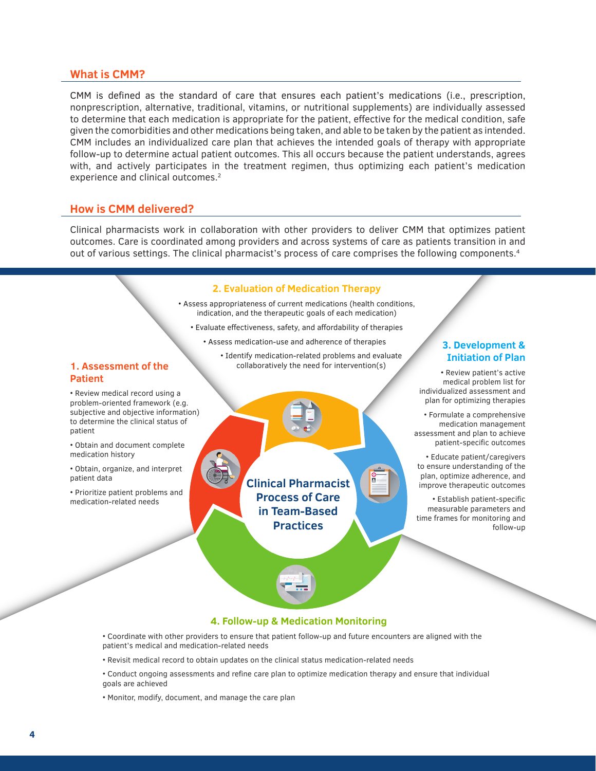## What is CMM?

CMM is defined as the standard of care that ensures each patient's medications (i.e., prescription, nonprescription, alternative, traditional, vitamins, or nutritional supplements) are individually assessed to determine that each medication is appropriate for the patient, effective for the medical condition, safe given the comorbidities and other medications being taken, and able to be taken by the patient as intended. CMM includes an individualized care plan that achieves the intended goals of therapy with appropriate follow-up to determine actual patient outcomes. This all occurs because the patient understands, agrees with, and actively participates in the treatment regimen, thus optimizing each patient's medication experience and clinical outcomes.[2]

## How is CMM delivered?

Clinical pharmacists work in collaboration with other providers to deliver CMM that optimizes patient outcomes. Care is coordinated among providers and across systems of care as patients transition in and out of various settings. The clinical pharmacist's process of care comprises the following components.[4]

**Clinical Pharmacist Process of Care in Team-Based Practices**

### 1. Assessment of the Patient

- Review medical record using a problem-oriented framework (e.g. subjective and objective information) to determine the clinical status of patient
- Obtain and document complete medication history
- Obtain, organize, and interpret patient data
- Prioritize patient problems and medication-related needs

### 2. Evaluation of Medication Therapy

- Assess appropriateness of current medications (health conditions, indication, and the therapeutic goals of each medication)
- Evaluate effectiveness, safety, and affordability of therapies
- Assess medication-use and adherence of therapies
- Identify medication-related problems and evaluate collaboratively the need for intervention(s)

### 3. Development & Initiation of Plan

- Review patient's active medical problem list for individualized assessment and plan for optimizing therapies
- Formulate a comprehensive medication management assessment and plan to achieve patient-specific outcomes
- Educate patient/caregivers to ensure understanding of the plan, optimize adherence, and improve therapeutic outcomes
- Establish patient-specific measurable parameters and time frames for monitoring and follow-up

### 4. Follow-up & Medication Monitoring

- Coordinate with other providers to ensure that patient follow-up and future encounters are aligned with the patient's medical and medication-related needs
- Revisit medical record to obtain updates on the clinical status medication-related needs
- Conduct ongoing assessments and refine care plan to optimize medication therapy and ensure that individual goals are achieved
- Monitor, modify, document, and manage the care plan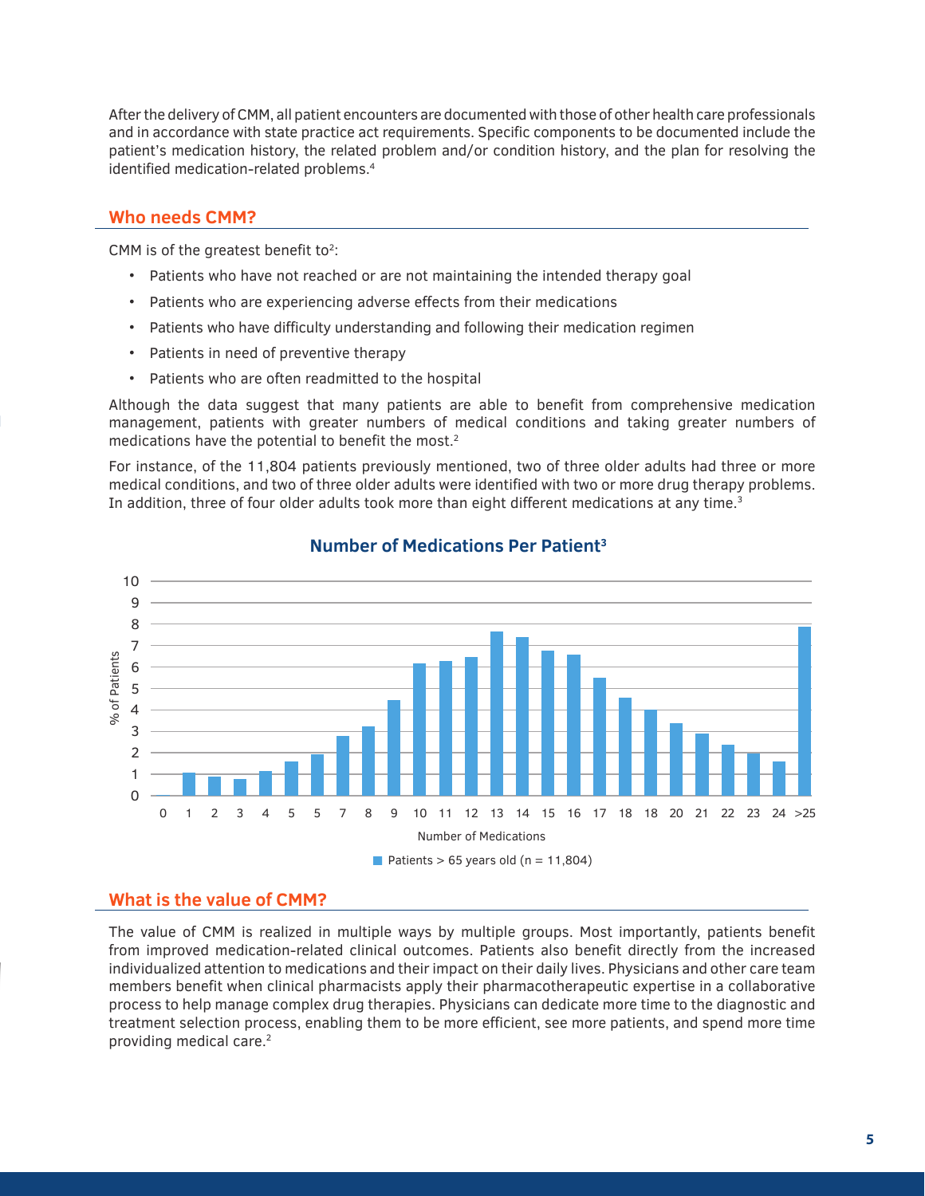After the delivery of CMM, all patient encounters are documented with those of other health care professionals and in accordance with state practice act requirements. Specific components to be documented include the patient's medication history, the related problem and/or condition history, and the plan for resolving the identified medication-related problems.[4]

## Who needs CMM?

CMM is of the greatest benefit to[2]:

- Patients who have not reached or are not maintaining the intended therapy goal
- Patients who are experiencing adverse effects from their medications
- Patients who have difficulty understanding and following their medication regimen
- Patients in need of preventive therapy
- Patients who are often readmitted to the hospital

Although the data suggest that many patients are able to benefit from comprehensive medication management, patients with greater numbers of medical conditions and taking greater numbers of medications have the potential to benefit the most.[2]

For instance, of the 11,804 patients previously mentioned, two of three older adults had three or more medical conditions, and two of three older adults were identified with two or more drug therapy problems. In addition, three of four older adults took more than eight different medications at any time.[3]

**Number of Medications Per Patient[3]**

Patients > 65 years old (n = 11,804)

## What is the value of CMM?

The value of CMM is realized in multiple ways by multiple groups. Most importantly, patients benefit from improved medication-related clinical outcomes. Patients also benefit directly from the increased individualized attention to medications and their impact on their daily lives. Physicians and other care team members benefit when clinical pharmacists apply their pharmacotherapeutic expertise in a collaborative process to help manage complex drug therapies. Physicians can dedicate more time to the diagnostic and treatment selection process, enabling them to be more efficient, see more patients, and spend more time providing medical care.[2]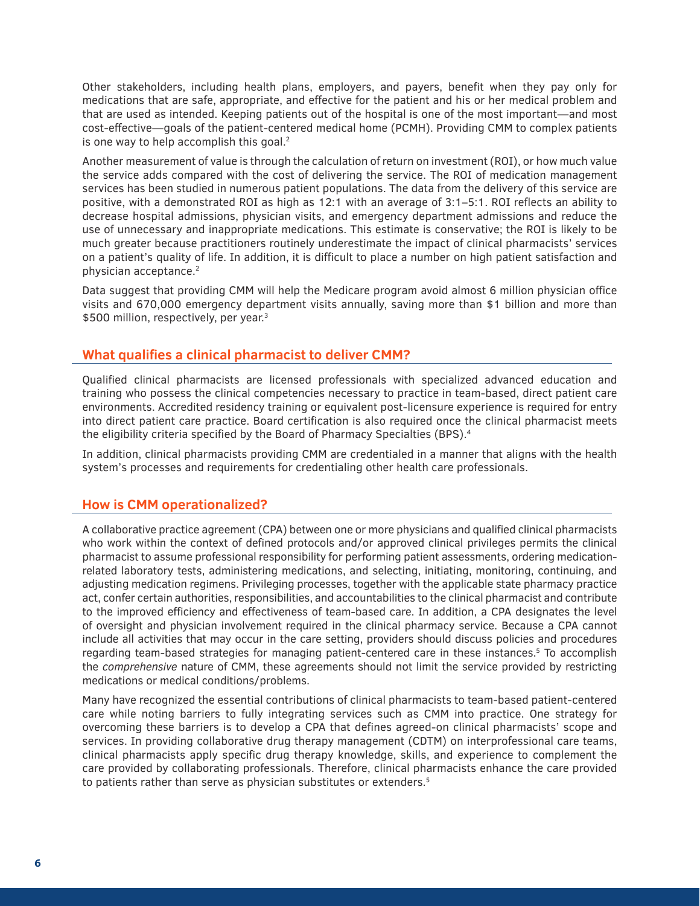Other stakeholders, including health plans, employers, and payers, benefit when they pay only for medications that are safe, appropriate, and effective for the patient and his or her medical problem and that are used as intended. Keeping patients out of the hospital is one of the most important—and most cost-effective—goals of the patient-centered medical home (PCMH). Providing CMM to complex patients is one way to help accomplish this goal.[2]

Another measurement of value is through the calculation of return on investment (ROI), or how much value the service adds compared with the cost of delivering the service. The ROI of medication management services has been studied in numerous patient populations. The data from the delivery of this service are positive, with a demonstrated ROI as high as 12:1 with an average of 3:1–5:1. ROI reflects an ability to decrease hospital admissions, physician visits, and emergency department admissions and reduce the use of unnecessary and inappropriate medications. This estimate is conservative; the ROI is likely to be much greater because practitioners routinely underestimate the impact of clinical pharmacists' services on a patient's quality of life. In addition, it is difficult to place a number on high patient satisfaction and physician acceptance.[2]

Data suggest that providing CMM will help the Medicare program avoid almost 6 million physician office visits and 670,000 emergency department visits annually, saving more than $1 billion and more than $500 million, respectively, per year.[3]

## What qualifies a clinical pharmacist to deliver CMM?

Qualified clinical pharmacists are licensed professionals with specialized advanced education and training who possess the clinical competencies necessary to practice in team-based, direct patient care environments. Accredited residency training or equivalent post-licensure experience is required for entry into direct patient care practice. Board certification is also required once the clinical pharmacist meets the eligibility criteria specified by the Board of Pharmacy Specialties (BPS).[4]

In addition, clinical pharmacists providing CMM are credentialed in a manner that aligns with the health system's processes and requirements for credentialing other health care professionals.

## How is CMM operationalized?

A collaborative practice agreement (CPA) between one or more physicians and qualified clinical pharmacists who work within the context of defined protocols and/or approved clinical privileges permits the clinical pharmacist to assume professional responsibility for performing patient assessments, ordering medication-related laboratory tests, administering medications, and selecting, initiating, monitoring, continuing, and adjusting medication regimens. Privileging processes, together with the applicable state pharmacy practice act, confer certain authorities, responsibilities, and accountabilities to the clinical pharmacist and contribute to the improved efficiency and effectiveness of team-based care. In addition, a CPA designates the level of oversight and physician involvement required in the clinical pharmacy service. Because a CPA cannot include all activities that may occur in the care setting, providers should discuss policies and procedures regarding team-based strategies for managing patient-centered care in these instances.[5] To accomplish the *comprehensive* nature of CMM, these agreements should not limit the service provided by restricting medications or medical conditions/problems.

Many have recognized the essential contributions of clinical pharmacists to team-based patient-centered care while noting barriers to fully integrating services such as CMM into practice. One strategy for overcoming these barriers is to develop a CPA that defines agreed-on clinical pharmacists' scope and services. In providing collaborative drug therapy management (CDTM) on interprofessional care teams, clinical pharmacists apply specific drug therapy knowledge, skills, and experience to complement the care provided by collaborating professionals. Therefore, clinical pharmacists enhance the care provided to patients rather than serve as physician substitutes or extenders.[5]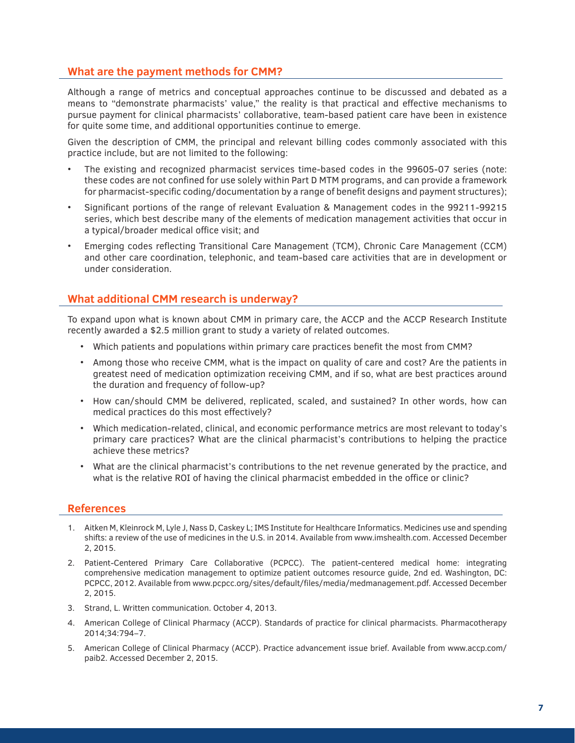## What are the payment methods for CMM?

Although a range of metrics and conceptual approaches continue to be discussed and debated as a means to "demonstrate pharmacists' value," the reality is that practical and effective mechanisms to pursue payment for clinical pharmacists' collaborative, team-based patient care have been in existence for quite some time, and additional opportunities continue to emerge.

Given the description of CMM, the principal and relevant billing codes commonly associated with this practice include, but are not limited to the following:

- The existing and recognized pharmacist services time-based codes in the 99605-07 series (note: these codes are not confined for use solely within Part D MTM programs, and can provide a framework for pharmacist-specific coding/documentation by a range of benefit designs and payment structures);
- Significant portions of the range of relevant Evaluation & Management codes in the 99211-99215 series, which best describe many of the elements of medication management activities that occur in a typical/broader medical office visit; and
- Emerging codes reflecting Transitional Care Management (TCM), Chronic Care Management (CCM) and other care coordination, telephonic, and team-based care activities that are in development or under consideration.

## What additional CMM research is underway?

To expand upon what is known about CMM in primary care, the ACCP and the ACCP Research Institute recently awarded a $2.5 million grant to study a variety of related outcomes.

- Which patients and populations within primary care practices benefit the most from CMM?
- Among those who receive CMM, what is the impact on quality of care and cost? Are the patients in greatest need of medication optimization receiving CMM, and if so, what are best practices around the duration and frequency of follow-up?
- How can/should CMM be delivered, replicated, scaled, and sustained? In other words, how can medical practices do this most effectively?
- Which medication-related, clinical, and economic performance metrics are most relevant to today's primary care practices? What are the clinical pharmacist's contributions to helping the practice achieve these metrics?
- What are the clinical pharmacist's contributions to the net revenue generated by the practice, and what is the relative ROI of having the clinical pharmacist embedded in the office or clinic?

## References

1. Aitken M, Kleinrock M, Lyle J, Nass D, Caskey L; IMS Institute for Healthcare Informatics. Medicines use and spending shifts: a review of the use of medicines in the U.S. in 2014. Available from www.imshealth.com. Accessed December 2, 2015.
2. Patient-Centered Primary Care Collaborative (PCPCC). The patient-centered medical home: integrating comprehensive medication management to optimize patient outcomes resource guide, 2nd ed. Washington, DC: PCPCC, 2012. Available from www.pcpcc.org/sites/default/files/media/medmanagement.pdf. Accessed December 2, 2015.
3. Strand, L. Written communication. October 4, 2013.
4. American College of Clinical Pharmacy (ACCP). Standards of practice for clinical pharmacists. Pharmacotherapy 2014;34:794–7.
5. American College of Clinical Pharmacy (ACCP). Practice advancement issue brief. Available from www.accp.com/paib2. Accessed December 2, 2015.